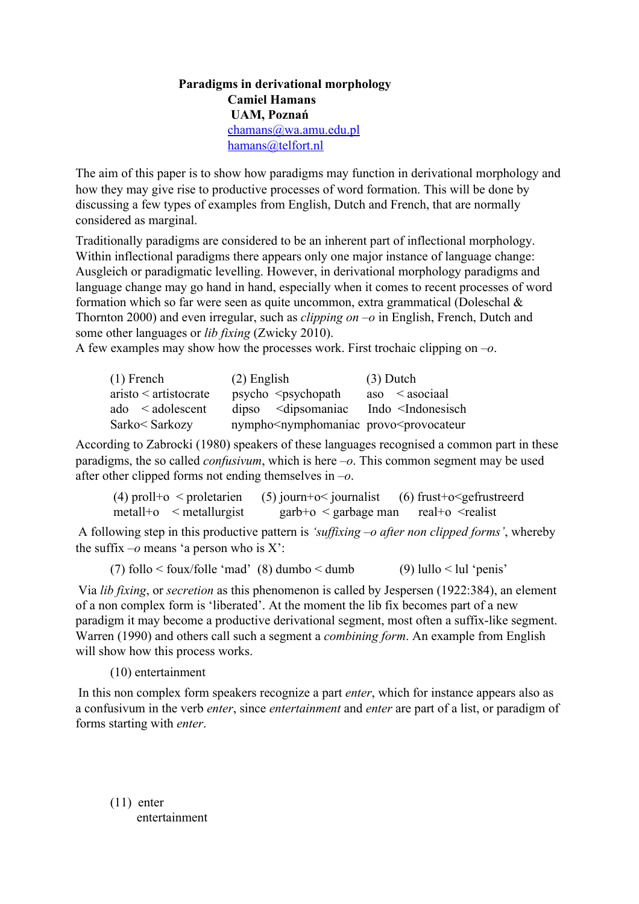**Paradigms in derivational morphology**

**Camiel Hamans**

**UAM, Poznań**

chamans@wa.amu.edu.pl

hamans@telfort.nl

The aim of this paper is to show how paradigms may function in derivational morphology and how they may give rise to productive processes of word formation. This will be done by discussing a few types of examples from English, Dutch and French, that are normally considered as marginal.

Traditionally paradigms are considered to be an inherent part of inflectional morphology. Within inflectional paradigms there appears only one major instance of language change: Ausgleich or paradigmatic levelling. However, in derivational morphology paradigms and language change may go hand in hand, especially when it comes to recent processes of word formation which so far were seen as quite uncommon, extra grammatical (Doleschal & Thornton 2000) and even irregular, such as *clipping on –o* in English, French, Dutch and some other languages or *lib fixing* (Zwicky 2010).

A few examples may show how the processes work. First trochaic clipping on *–o*.

| (1) French | (2) English | (3) Dutch |
|---|---|---|
| aristo < artistocrate | psycho <psychopath | aso < asociaal |
| ado < adolescent | dipso <dipsomaniac | Indo <Indonesisch |
| Sarko< Sarkozy | nympho<nymphomaniac | provo<provocateur |

According to Zabrocki (1980) speakers of these languages recognised a common part in these paradigms, the so called *confusivum*, which is here *–o*. This common segment may be used after other clipped forms not ending themselves in *–o*.

| (4) proll+o < proletarien | (5) journ+o< journalist | (6) frust+o<gefrustreerd |
|---|---|---|
| metall+o < metallurgist | garb+o < garbage man | real+o <realist |

A following step in this productive pattern is *'suffixing –o after non clipped forms'*, whereby the suffix *–o* means 'a person who is X':

(7) follo < foux/folle 'mad' (8) dumbo < dumb (9) lullo < lul 'penis'

Via *lib fixing*, or *secretion* as this phenomenon is called by Jespersen (1922:384), an element of a non complex form is 'liberated'. At the moment the lib fix becomes part of a new paradigm it may become a productive derivational segment, most often a suffix-like segment. Warren (1990) and others call such a segment a *combining form*. An example from English will show how this process works.

(10) entertainment

In this non complex form speakers recognize a part *enter*, which for instance appears also as a confusivum in the verb *enter*, since *entertainment* and *enter* are part of a list, or paradigm of forms starting with *enter*.

(11) enter
entertainment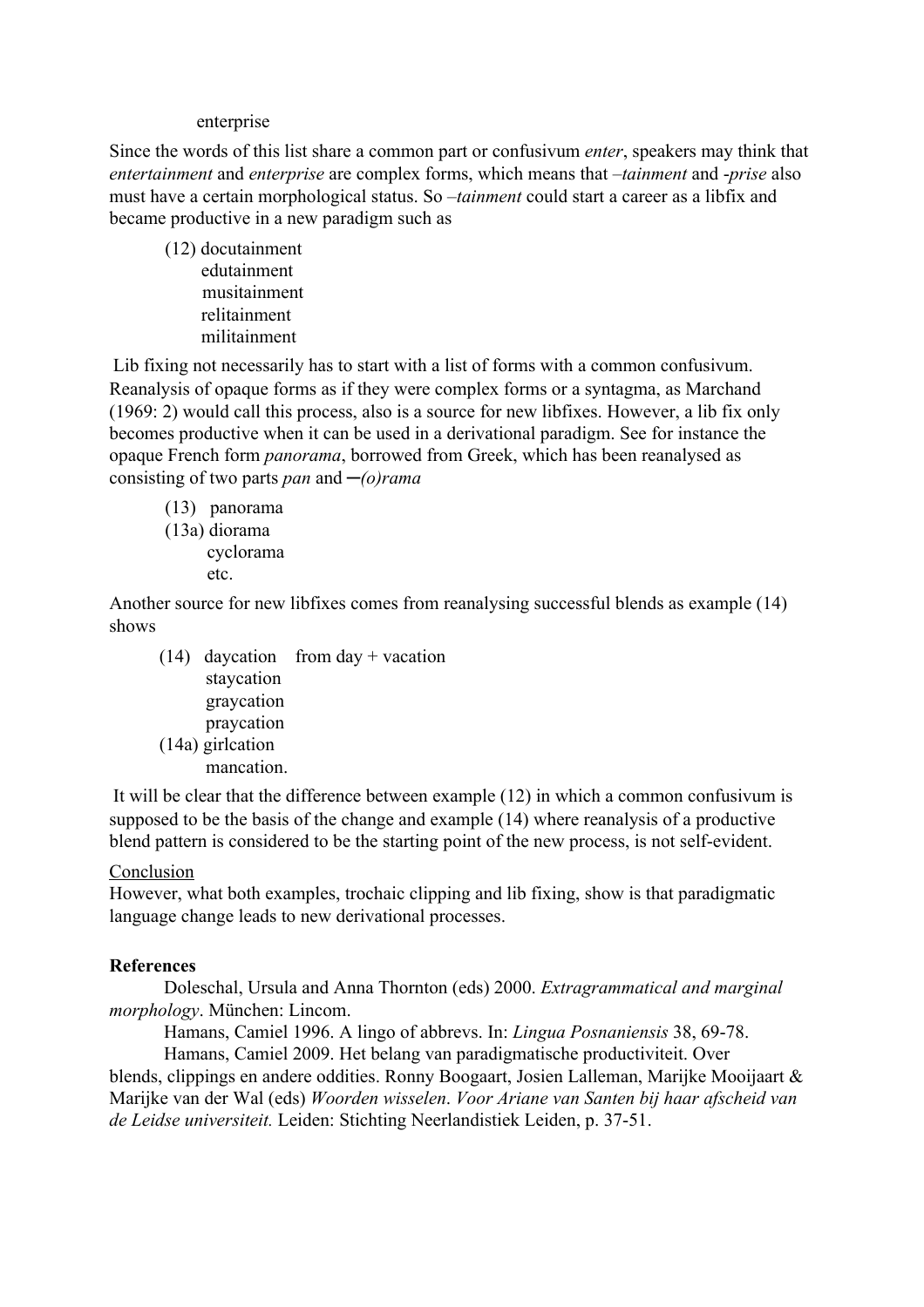enterprise

Since the words of this list share a common part or confusivum *enter*, speakers may think that *entertainment* and *enterprise* are complex forms, which means that *–tainment* and *-prise* also must have a certain morphological status. So *–tainment* could start a career as a libfix and became productive in a new paradigm such as

(12) docutainment
edutainment
musitainment
relitainment
militainment

Lib fixing not necessarily has to start with a list of forms with a common confusivum. Reanalysis of opaque forms as if they were complex forms or a syntagma, as Marchand (1969: 2) would call this process, also is a source for new libfixes. However, a lib fix only becomes productive when it can be used in a derivational paradigm. See for instance the opaque French form *panorama*, borrowed from Greek, which has been reanalysed as consisting of two parts *pan* and *─(o)rama*

(13) panorama
(13a) diorama
cyclorama
etc.

Another source for new libfixes comes from reanalysing successful blends as example (14) shows

(14) daycation from day + vacation
staycation
graycation
praycation
(14a) girlcation
mancation.

It will be clear that the difference between example (12) in which a common confusivum is supposed to be the basis of the change and example (14) where reanalysis of a productive blend pattern is considered to be the starting point of the new process, is not self-evident.

## Conclusion

However, what both examples, trochaic clipping and lib fixing, show is that paradigmatic language change leads to new derivational processes.

## References

Doleschal, Ursula and Anna Thornton (eds) 2000. *Extragrammatical and marginal morphology*. München: Lincom.

Hamans, Camiel 1996. A lingo of abbrevs. In: *Lingua Posnaniensis* 38, 69-78.

Hamans, Camiel 2009. Het belang van paradigmatische productiviteit. Over blends, clippings en andere oddities. Ronny Boogaart, Josien Lalleman, Marijke Mooijaart & Marijke van der Wal (eds) *Woorden wisselen*. *Voor Ariane van Santen bij haar afscheid van de Leidse universiteit.* Leiden: Stichting Neerlandistiek Leiden, p. 37-51.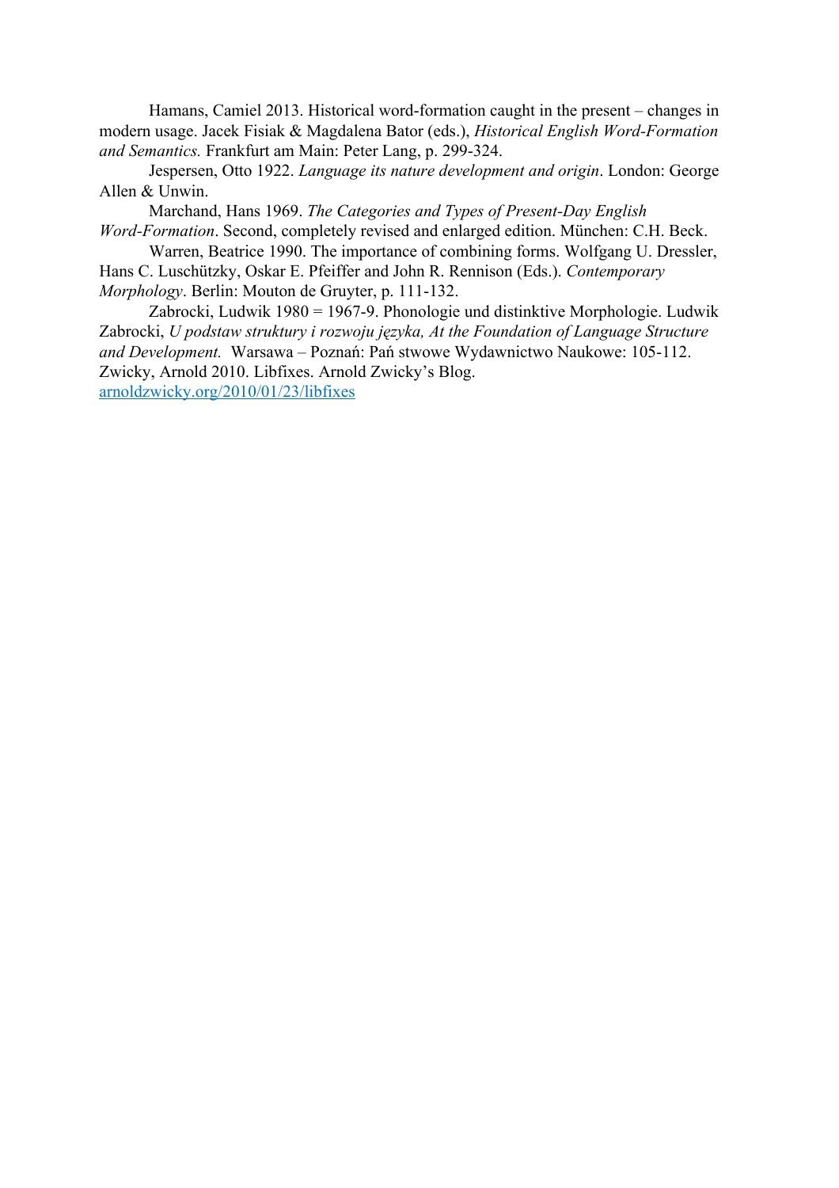Hamans, Camiel 2013. Historical word-formation caught in the present – changes in modern usage. Jacek Fisiak & Magdalena Bator (eds.), *Historical English Word-Formation and Semantics.* Frankfurt am Main: Peter Lang, p. 299-324.

Jespersen, Otto 1922. *Language its nature development and origin*. London: George Allen & Unwin.

Marchand, Hans 1969. *The Categories and Types of Present-Day English Word-Formation*. Second, completely revised and enlarged edition. München: C.H. Beck.

Warren, Beatrice 1990. The importance of combining forms. Wolfgang U. Dressler, Hans C. Luschützky, Oskar E. Pfeiffer and John R. Rennison (Eds.). *Contemporary Morphology*. Berlin: Mouton de Gruyter, p. 111-132.

Zabrocki, Ludwik 1980 = 1967-9. Phonologie und distinktive Morphologie. Ludwik Zabrocki, *U podstaw struktury i rozwoju języka, At the Foundation of Language Structure and Development.* Warsawa – Poznań: Pań stwowe Wydawnictwo Naukowe: 105-112.

Zwicky, Arnold 2010. Libfixes. Arnold Zwicky's Blog. [arnoldzwicky.org/2010/01/23/libfixes](arnoldzwicky.org/2010/01/23/libfixes)